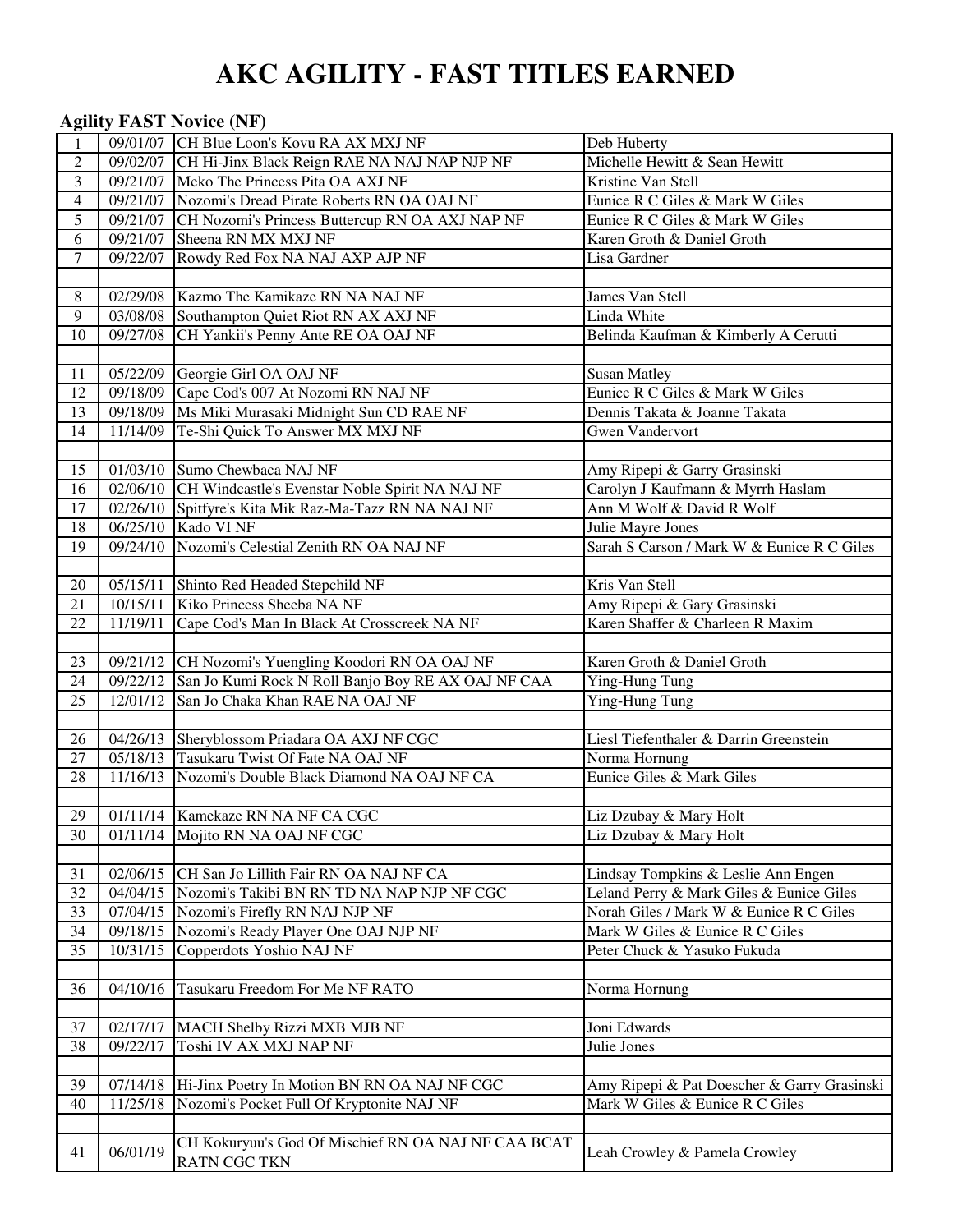# AKC AGILITY - FAST TITLES EARNED

## Agility FAST Novice (NF)

| # | Date | Dog | Owner |
|---|---|---|---|
| 1 | 09/01/07 | CH Blue Loon's Kovu RA AX MXJ NF | Deb Huberty |
| 2 | 09/02/07 | CH Hi-Jinx Black Reign RAE NA NAJ NAP NJP NF | Michelle Hewitt & Sean Hewitt |
| 3 | 09/21/07 | Meko The Princess Pita OA AXJ NF | Kristine Van Stell |
| 4 | 09/21/07 | Nozomi's Dread Pirate Roberts RN OA OAJ NF | Eunice R C Giles & Mark W Giles |
| 5 | 09/21/07 | CH Nozomi's Princess Buttercup RN OA AXJ NAP NF | Eunice R C Giles & Mark W Giles |
| 6 | 09/21/07 | Sheena RN MX MXJ NF | Karen Groth & Daniel Groth |
| 7 | 09/22/07 | Rowdy Red Fox NA NAJ AXP AJP NF | Lisa Gardner |
| | | | |
| 8 | 02/29/08 | Kazmo The Kamikaze RN NA NAJ NF | James Van Stell |
| 9 | 03/08/08 | Southampton Quiet Riot RN AX AXJ NF | Linda White |
| 10 | 09/27/08 | CH Yankii's Penny Ante RE OA OAJ NF | Belinda Kaufman & Kimberly A Cerutti |
| | | | |
| 11 | 05/22/09 | Georgie Girl OA OAJ NF | Susan Matley |
| 12 | 09/18/09 | Cape Cod's 007 At Nozomi RN NAJ NF | Eunice R C Giles & Mark W Giles |
| 13 | 09/18/09 | Ms Miki Murasaki Midnight Sun CD RAE NF | Dennis Takata & Joanne Takata |
| 14 | 11/14/09 | Te-Shi Quick To Answer MX MXJ NF | Gwen Vandervort |
| | | | |
| 15 | 01/03/10 | Sumo Chewbaca NAJ NF | Amy Ripepi & Garry Grasinski |
| 16 | 02/06/10 | CH Windcastle's Evenstar Noble Spirit NA NAJ NF | Carolyn J Kaufmann & Myrrh Haslam |
| 17 | 02/26/10 | Spitfyre's Kita Mik Raz-Ma-Tazz RN NA NAJ NF | Ann M Wolf & David R Wolf |
| 18 | 06/25/10 | Kado VI NF | Julie Mayre Jones |
| 19 | 09/24/10 | Nozomi's Celestial Zenith RN OA NAJ NF | Sarah S Carson / Mark W & Eunice R C Giles |
| | | | |
| 20 | 05/15/11 | Shinto Red Headed Stepchild NF | Kris Van Stell |
| 21 | 10/15/11 | Kiko Princess Sheeba NA NF | Amy Ripepi & Gary Grasinski |
| 22 | 11/19/11 | Cape Cod's Man In Black At Crosscreek NA NF | Karen Shaffer & Charleen R Maxim |
| | | | |
| 23 | 09/21/12 | CH Nozomi's Yuengling Koodori RN OA OAJ NF | Karen Groth & Daniel Groth |
| 24 | 09/22/12 | San Jo Kumi Rock N Roll Banjo Boy RE AX OAJ NF CAA | Ying-Hung Tung |
| 25 | 12/01/12 | San Jo Chaka Khan RAE NA OAJ NF | Ying-Hung Tung |
| | | | |
| 26 | 04/26/13 | Sheryblossom Priadara OA AXJ NF CGC | Liesl Tiefenthaler & Darrin Greenstein |
| 27 | 05/18/13 | Tasukaru Twist Of Fate NA OAJ NF | Norma Hornung |
| 28 | 11/16/13 | Nozomi's Double Black Diamond NA OAJ NF CA | Eunice Giles & Mark Giles |
| | | | |
| 29 | 01/11/14 | Kamekaze RN NA NF CA CGC | Liz Dzubay & Mary Holt |
| 30 | 01/11/14 | Mojito RN NA OAJ NF CGC | Liz Dzubay & Mary Holt |
| | | | |
| 31 | 02/06/15 | CH San Jo Lillith Fair RN OA NAJ NF CA | Lindsay Tompkins & Leslie Ann Engen |
| 32 | 04/04/15 | Nozomi's Takibi BN RN TD NA NAP NJP NF CGC | Leland Perry & Mark Giles & Eunice Giles |
| 33 | 07/04/15 | Nozomi's Firefly RN NAJ NJP NF | Norah Giles / Mark W & Eunice R C Giles |
| 34 | 09/18/15 | Nozomi's Ready Player One OAJ NJP NF | Mark W Giles & Eunice R C Giles |
| 35 | 10/31/15 | Copperdots Yoshio NAJ NF | Peter Chuck & Yasuko Fukuda |
| | | | |
| 36 | 04/10/16 | Tasukaru Freedom For Me NF RATO | Norma Hornung |
| | | | |
| 37 | 02/17/17 | MACH Shelby Rizzi MXB MJB NF | Joni Edwards |
| 38 | 09/22/17 | Toshi IV AX MXJ NAP NF | Julie Jones |
| | | | |
| 39 | 07/14/18 | Hi-Jinx Poetry In Motion BN RN OA NAJ NF CGC | Amy Ripepi & Pat Doescher & Garry Grasinski |
| 40 | 11/25/18 | Nozomi's Pocket Full Of Kryptonite NAJ NF | Mark W Giles & Eunice R C Giles |
| | | | |
| 41 | 06/01/19 | CH Kokuryuu's God Of Mischief RN OA NAJ NF CAA BCAT RATN CGC TKN | Leah Crowley & Pamela Crowley |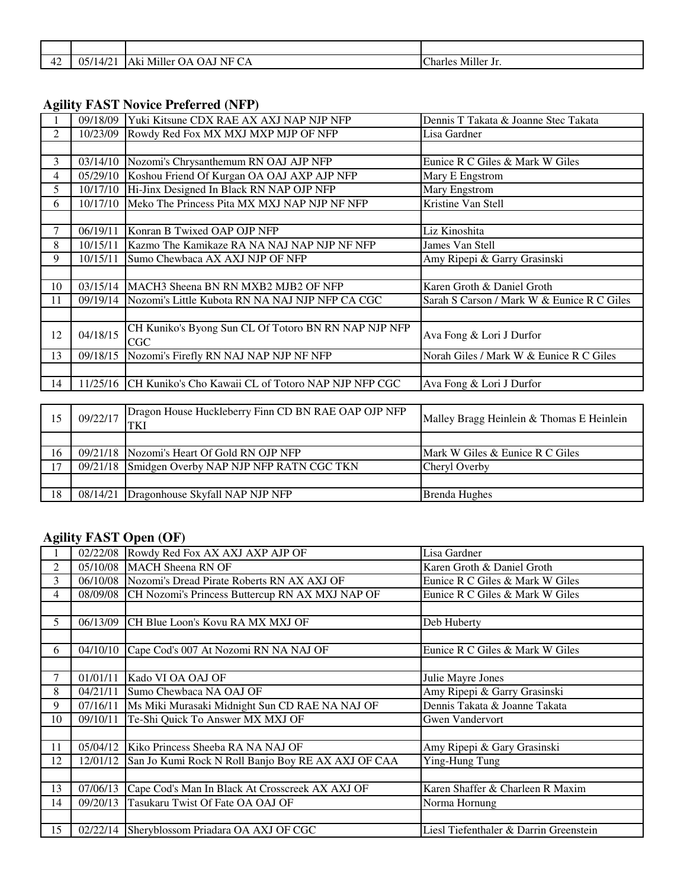| | | | |
|---|---|---|---|
| | | | |
| 42 | 05/14/21 | Aki Miller OA OAJ NF CA | Charles Miller Jr. |

### Agility FAST Novice Preferred (NFP)

| | | | |
|---|---|---|---|
| 1 | 09/18/09 | Yuki Kitsune CDX RAE AX AXJ NAP NJP NFP | Dennis T Takata & Joanne Stec Takata |
| 2 | 10/23/09 | Rowdy Red Fox MX MXJ MXP MJP OF NFP | Lisa Gardner |
| | | | |
| 3 | 03/14/10 | Nozomi's Chrysanthemum RN OAJ AJP NFP | Eunice R C Giles & Mark W Giles |
| 4 | 05/29/10 | Koshou Friend Of Kurgan OA OAJ AXP AJP NFP | Mary E Engstrom |
| 5 | 10/17/10 | Hi-Jinx Designed In Black RN NAP OJP NFP | Mary Engstrom |
| 6 | 10/17/10 | Meko The Princess Pita MX MXJ NAP NJP NF NFP | Kristine Van Stell |
| | | | |
| 7 | 06/19/11 | Konran B Twixed OAP OJP NFP | Liz Kinoshita |
| 8 | 10/15/11 | Kazmo The Kamikaze RA NA NAJ NAP NJP NF NFP | James Van Stell |
| 9 | 10/15/11 | Sumo Chewbaca AX AXJ NJP OF NFP | Amy Ripepi & Garry Grasinski |
| | | | |
| 10 | 03/15/14 | MACH3 Sheena BN RN MXB2 MJB2 OF NFP | Karen Groth & Daniel Groth |
| 11 | 09/19/14 | Nozomi's Little Kubota RN NA NAJ NJP NFP CA CGC | Sarah S Carson / Mark W & Eunice R C Giles |
| | | | |
| 12 | 04/18/15 | CH Kuniko's Byong Sun CL Of Totoro BN RN NAP NJP NFP CGC | Ava Fong & Lori J Durfor |
| 13 | 09/18/15 | Nozomi's Firefly RN NAJ NAP NJP NF NFP | Norah Giles / Mark W & Eunice R C Giles |
| | | | |
| 14 | 11/25/16 | CH Kuniko's Cho Kawaii CL of Totoro NAP NJP NFP CGC | Ava Fong & Lori J Durfor |
| | | | |
| 15 | 09/22/17 | Dragon House Huckleberry Finn CD BN RAE OAP OJP NFP TKI | Malley Bragg Heinlein & Thomas E Heinlein |
| | | | |
| 16 | 09/21/18 | Nozomi's Heart Of Gold RN OJP NFP | Mark W Giles & Eunice R C Giles |
| 17 | 09/21/18 | Smidgen Overby NAP NJP NFP RATN CGC TKN | Cheryl Overby |
| | | | |
| 18 | 08/14/21 | Dragonhouse Skyfall NAP NJP NFP | Brenda Hughes |

### Agility FAST Open (OF)

| | | | |
|---|---|---|---|
| 1 | 02/22/08 | Rowdy Red Fox AX AXJ AXP AJP OF | Lisa Gardner |
| 2 | 05/10/08 | MACH Sheena RN OF | Karen Groth & Daniel Groth |
| 3 | 06/10/08 | Nozomi's Dread Pirate Roberts RN AX AXJ OF | Eunice R C Giles & Mark W Giles |
| 4 | 08/09/08 | CH Nozomi's Princess Buttercup RN AX MXJ NAP OF | Eunice R C Giles & Mark W Giles |
| | | | |
| 5 | 06/13/09 | CH Blue Loon's Kovu RA MX MXJ OF | Deb Huberty |
| | | | |
| 6 | 04/10/10 | Cape Cod's 007 At Nozomi RN NA NAJ OF | Eunice R C Giles & Mark W Giles |
| | | | |
| 7 | 01/01/11 | Kado VI OA OAJ OF | Julie Mayre Jones |
| 8 | 04/21/11 | Sumo Chewbaca NA OAJ OF | Amy Ripepi & Garry Grasinski |
| 9 | 07/16/11 | Ms Miki Murasaki Midnight Sun CD RAE NA NAJ OF | Dennis Takata & Joanne Takata |
| 10 | 09/10/11 | Te-Shi Quick To Answer MX MXJ OF | Gwen Vandervort |
| | | | |
| 11 | 05/04/12 | Kiko Princess Sheeba RA NA NAJ OF | Amy Ripepi & Gary Grasinski |
| 12 | 12/01/12 | San Jo Kumi Rock N Roll Banjo Boy RE AX AXJ OF CAA | Ying-Hung Tung |
| | | | |
| 13 | 07/06/13 | Cape Cod's Man In Black At Crosscreek AX AXJ OF | Karen Shaffer & Charleen R Maxim |
| 14 | 09/20/13 | Tasukaru Twist Of Fate OA OAJ OF | Norma Hornung |
| | | | |
| 15 | 02/22/14 | Sheryblossom Priadara OA AXJ OF CGC | Liesl Tiefenthaler & Darrin Greenstein |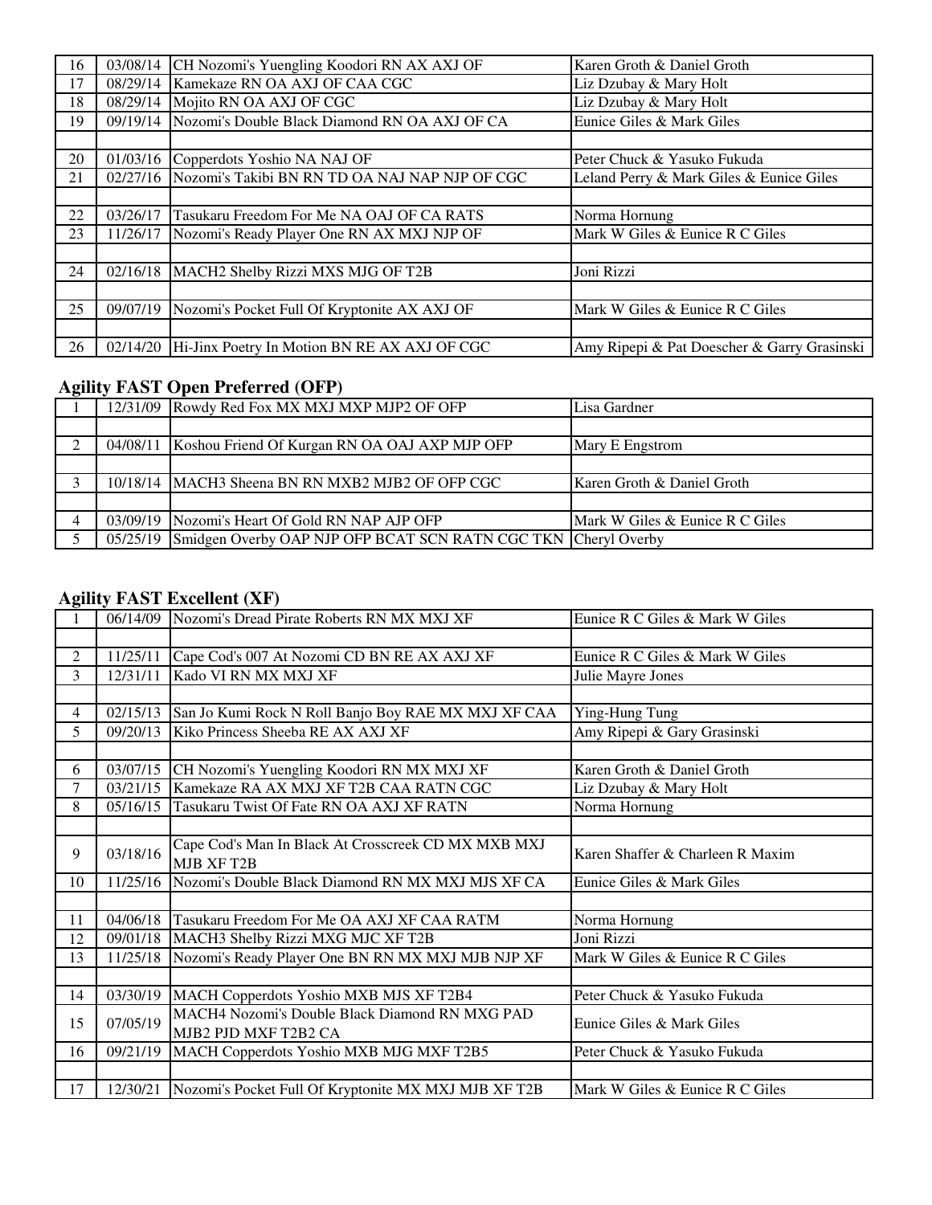| | | | |
|---|---|---|---|
| 16 | 03/08/14 | CH Nozomi's Yuengling Koodori RN AX AXJ OF | Karen Groth & Daniel Groth |
| 17 | 08/29/14 | Kamekaze RN OA AXJ OF CAA CGC | Liz Dzubay & Mary Holt |
| 18 | 08/29/14 | Mojito RN OA AXJ OF CGC | Liz Dzubay & Mary Holt |
| 19 | 09/19/14 | Nozomi's Double Black Diamond RN OA AXJ OF CA | Eunice Giles & Mark Giles |
| | | | |
| 20 | 01/03/16 | Copperdots Yoshio NA NAJ OF | Peter Chuck & Yasuko Fukuda |
| 21 | 02/27/16 | Nozomi's Takibi BN RN TD OA NAJ NAP NJP OF CGC | Leland Perry & Mark Giles & Eunice Giles |
| | | | |
| 22 | 03/26/17 | Tasukaru Freedom For Me NA OAJ OF CA RATS | Norma Hornung |
| 23 | 11/26/17 | Nozomi's Ready Player One RN AX MXJ NJP OF | Mark W Giles & Eunice R C Giles |
| | | | |
| 24 | 02/16/18 | MACH2 Shelby Rizzi MXS MJG OF T2B | Joni Rizzi |
| | | | |
| 25 | 09/07/19 | Nozomi's Pocket Full Of Kryptonite AX AXJ OF | Mark W Giles & Eunice R C Giles |
| | | | |
| 26 | 02/14/20 | Hi-Jinx Poetry In Motion BN RE AX AXJ OF CGC | Amy Ripepi & Pat Doescher & Garry Grasinski |

## Agility FAST Open Preferred (OFP)

| | | | |
|---|---|---|---|
| 1 | 12/31/09 | Rowdy Red Fox MX MXJ MXP MJP2 OF OFP | Lisa Gardner |
| | | | |
| 2 | 04/08/11 | Koshou Friend Of Kurgan RN OA OAJ AXP MJP OFP | Mary E Engstrom |
| | | | |
| 3 | 10/18/14 | MACH3 Sheena BN RN MXB2 MJB2 OF OFP CGC | Karen Groth & Daniel Groth |
| | | | |
| 4 | 03/09/19 | Nozomi's Heart Of Gold RN NAP AJP OFP | Mark W Giles & Eunice R C Giles |
| 5 | 05/25/19 | Smidgen Overby OAP NJP OFP BCAT SCN RATN CGC TKN | Cheryl Overby |

## Agility FAST Excellent (XF)

| | | | |
|---|---|---|---|
| 1 | 06/14/09 | Nozomi's Dread Pirate Roberts RN MX MXJ XF | Eunice R C Giles & Mark W Giles |
| | | | |
| 2 | 11/25/11 | Cape Cod's 007 At Nozomi CD BN RE AX AXJ XF | Eunice R C Giles & Mark W Giles |
| 3 | 12/31/11 | Kado VI RN MX MXJ XF | Julie Mayre Jones |
| | | | |
| 4 | 02/15/13 | San Jo Kumi Rock N Roll Banjo Boy RAE MX MXJ XF CAA | Ying-Hung Tung |
| 5 | 09/20/13 | Kiko Princess Sheeba RE AX AXJ XF | Amy Ripepi & Gary Grasinski |
| | | | |
| 6 | 03/07/15 | CH Nozomi's Yuengling Koodori RN MX MXJ XF | Karen Groth & Daniel Groth |
| 7 | 03/21/15 | Kamekaze RA AX MXJ XF T2B CAA RATN CGC | Liz Dzubay & Mary Holt |
| 8 | 05/16/15 | Tasukaru Twist Of Fate RN OA AXJ XF RATN | Norma Hornung |
| | | | |
| 9 | 03/18/16 | Cape Cod's Man In Black At Crosscreek CD MX MXB MXJ MJB XF T2B | Karen Shaffer & Charleen R Maxim |
| 10 | 11/25/16 | Nozomi's Double Black Diamond RN MX MXJ MJS XF CA | Eunice Giles & Mark Giles |
| | | | |
| 11 | 04/06/18 | Tasukaru Freedom For Me OA AXJ XF CAA RATM | Norma Hornung |
| 12 | 09/01/18 | MACH3 Shelby Rizzi MXG MJC XF T2B | Joni Rizzi |
| 13 | 11/25/18 | Nozomi's Ready Player One BN RN MX MXJ MJB NJP XF | Mark W Giles & Eunice R C Giles |
| | | | |
| 14 | 03/30/19 | MACH Copperdots Yoshio MXB MJS XF T2B4 | Peter Chuck & Yasuko Fukuda |
| 15 | 07/05/19 | MACH4 Nozomi's Double Black Diamond RN MXG PAD MJB2 PJD MXF T2B2 CA | Eunice Giles & Mark Giles |
| 16 | 09/21/19 | MACH Copperdots Yoshio MXB MJG MXF T2B5 | Peter Chuck & Yasuko Fukuda |
| | | | |
| 17 | 12/30/21 | Nozomi's Pocket Full Of Kryptonite MX MXJ MJB XF T2B | Mark W Giles & Eunice R C Giles |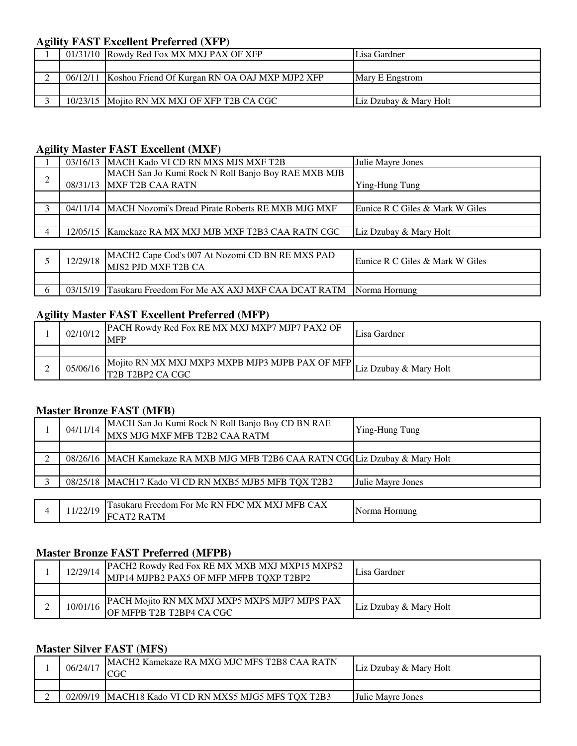### Agility FAST Excellent Preferred (XFP)

| | | | |
|---|---|---|---|
| 1 | 01/31/10 | Rowdy Red Fox MX MXJ PAX OF XFP | Lisa Gardner |
| | | | |
| 2 | 06/12/11 | Koshou Friend Of Kurgan RN OA OAJ MXP MJP2 XFP | Mary E Engstrom |
| | | | |
| 3 | 10/23/15 | Mojito RN MX MXJ OF XFP T2B CA CGC | Liz Dzubay & Mary Holt |

### Agility Master FAST Excellent (MXF)

| | | | |
|---|---|---|---|
| 1 | 03/16/13 | MACH Kado VI CD RN MXS MJS MXF T2B | Julie Mayre Jones |
| 2 | 08/31/13 | MACH San Jo Kumi Rock N Roll Banjo Boy RAE MXB MJB MXF T2B CAA RATN | Ying-Hung Tung |
| | | | |
| 3 | 04/11/14 | MACH Nozomi's Dread Pirate Roberts RE MXB MJG MXF | Eunice R C Giles & Mark W Giles |
| | | | |
| 4 | 12/05/15 | Kamekaze RA MX MXJ MJB MXF T2B3 CAA RATN CGC | Liz Dzubay & Mary Holt |
| 5 | 12/29/18 | MACH2 Cape Cod's 007 At Nozomi CD BN RE MXS PAD MJS2 PJD MXF T2B CA | Eunice R C Giles & Mark W Giles |
| | | | |
| 6 | 03/15/19 | Tasukaru Freedom For Me AX AXJ MXF CAA DCAT RATM | Norma Hornung |

### Agility Master FAST Excellent Preferred (MFP)

| | | | |
|---|---|---|---|
| 1 | 02/10/12 | PACH Rowdy Red Fox RE MX MXJ MXP7 MJP7 PAX2 OF MFP | Lisa Gardner |
| | | | |
| 2 | 05/06/16 | Mojito RN MX MXJ MXP3 MXPB MJP3 MJPB PAX OF MFP T2B T2BP2 CA CGC | Liz Dzubay & Mary Holt |

### Master Bronze FAST (MFB)

| | | | |
|---|---|---|---|
| 1 | 04/11/14 | MACH San Jo Kumi Rock N Roll Banjo Boy CD BN RAE MXS MJG MXF MFB T2B2 CAA RATM | Ying-Hung Tung |
| | | | |
| 2 | 08/26/16 | MACH Kamekaze RA MXB MJG MFB T2B6 CAA RATN CGC | Liz Dzubay & Mary Holt |
| | | | |
| 3 | 08/25/18 | MACH17 Kado VI CD RN MXB5 MJB5 MFB TQX T2B2 | Julie Mayre Jones |
| 4 | 11/22/19 | Tasukaru Freedom For Me RN FDC MX MXJ MFB CAX FCAT2 RATM | Norma Hornung |

### Master Bronze FAST Preferred (MFPB)

| | | | |
|---|---|---|---|
| 1 | 12/29/14 | PACH2 Rowdy Red Fox RE MX MXB MXJ MXP15 MXPS2 MJP14 MJPB2 PAX5 OF MFP MFPB TQXP T2BP2 | Lisa Gardner |
| | | | |
| 2 | 10/01/16 | PACH Mojito RN MX MXJ MXP5 MXPS MJP7 MJPS PAX OF MFPB T2B T2BP4 CA CGC | Liz Dzubay & Mary Holt |

### Master Silver FAST (MFS)

| | | | |
|---|---|---|---|
| 1 | 06/24/17 | MACH2 Kamekaze RA MXG MJC MFS T2B8 CAA RATN CGC | Liz Dzubay & Mary Holt |
| | | | |
| 2 | 02/09/19 | MACH18 Kado VI CD RN MXS5 MJG5 MFS TQX T2B3 | Julie Mayre Jones |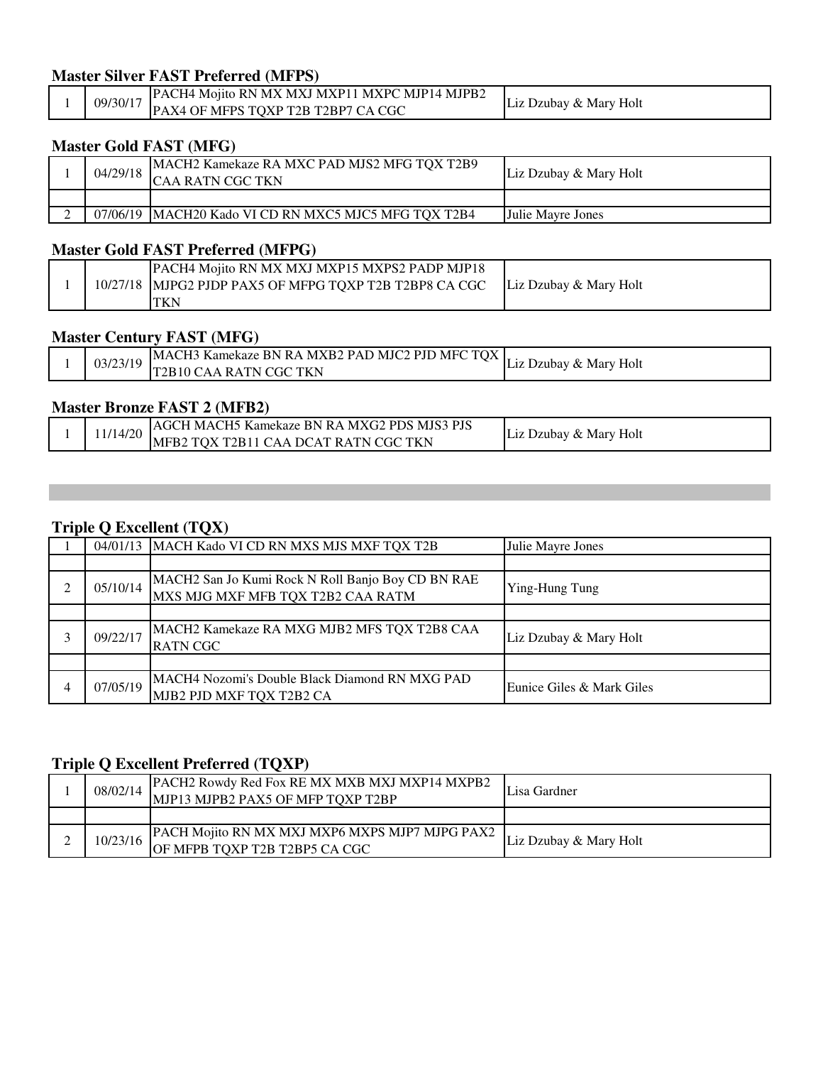### Master Silver FAST Preferred (MFPS)

| | | | |
|---|---|---|---|
| 1 | 09/30/17 | PACH4 Mojito RN MX MXJ MXP11 MXPC MJP14 MJPB2 PAX4 OF MFPS TQXP T2B T2BP7 CA CGC | Liz Dzubay & Mary Holt |

### Master Gold FAST (MFG)

| | | | |
|---|---|---|---|
| 1 | 04/29/18 | MACH2 Kamekaze RA MXC PAD MJS2 MFG TQX T2B9 CAA RATN CGC TKN | Liz Dzubay & Mary Holt |
| | | | |
| 2 | 07/06/19 | MACH20 Kado VI CD RN MXC5 MJC5 MFG TQX T2B4 | Julie Mayre Jones |

### Master Gold FAST Preferred (MFPG)

| | | | |
|---|---|---|---|
| 1 | 10/27/18 | PACH4 Mojito RN MX MXJ MXP15 MXPS2 PADP MJP18 MJPG2 PJDP PAX5 OF MFPG TQXP T2B T2BP8 CA CGC TKN | Liz Dzubay & Mary Holt |

### Master Century FAST (MFG)

| | | | |
|---|---|---|---|
| 1 | 03/23/19 | MACH3 Kamekaze BN RA MXB2 PAD MJC2 PJD MFC TQX T2B10 CAA RATN CGC TKN | Liz Dzubay & Mary Holt |

### Master Bronze FAST 2 (MFB2)

| | | | |
|---|---|---|---|
| 1 | 11/14/20 | AGCH MACH5 Kamekaze BN RA MXG2 PDS MJS3 PJS MFB2 TQX T2B11 CAA DCAT RATN CGC TKN | Liz Dzubay & Mary Holt |

### Triple Q Excellent (TQX)

| | | | |
|---|---|---|---|
| 1 | 04/01/13 | MACH Kado VI CD RN MXS MJS MXF TQX T2B | Julie Mayre Jones |
| | | | |
| 2 | 05/10/14 | MACH2 San Jo Kumi Rock N Roll Banjo Boy CD BN RAE MXS MJG MXF MFB TQX T2B2 CAA RATM | Ying-Hung Tung |
| | | | |
| 3 | 09/22/17 | MACH2 Kamekaze RA MXG MJB2 MFS TQX T2B8 CAA RATN CGC | Liz Dzubay & Mary Holt |
| | | | |
| 4 | 07/05/19 | MACH4 Nozomi's Double Black Diamond RN MXG PAD MJB2 PJD MXF TQX T2B2 CA | Eunice Giles & Mark Giles |

### Triple Q Excellent Preferred (TQXP)

| | | | |
|---|---|---|---|
| 1 | 08/02/14 | PACH2 Rowdy Red Fox RE MX MXB MXJ MXP14 MXPB2 MJP13 MJPB2 PAX5 OF MFP TQXP T2BP | Lisa Gardner |
| | | | |
| 2 | 10/23/16 | PACH Mojito RN MX MXJ MXP6 MXPS MJP7 MJPG PAX2 OF MFPB TQXP T2B T2BP5 CA CGC | Liz Dzubay & Mary Holt |